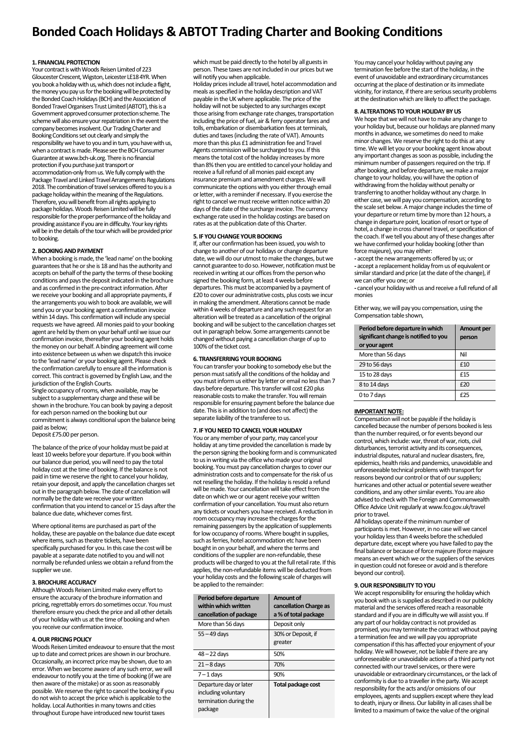# Bonded Coach Holidays & ABTOT Trading Charter and Booking Conditions

## 1. FINANCIAL PROTECTION

Your contract is with Woods Reisen Limited of 223 Gloucester Crescent, Wigston, Leicester LE18 4YR. When you book a holiday with us, which does not include a flight, the money you pay us for the booking will be protected by the Bonded Coach Holidays (BCH) and the Association of Bonded Travel Organisers Trust Limited (ABTOT), this is a Government approved consumer protection scheme. The scheme will also ensure your repatriation in the event the company becomes insolvent. Our Trading Charter and Booking Conditions set out clearly and simply the responsibility we have to you and in turn, you have with us, when a contract is made. Please see the BCH Consumer Guarantee at www.bch-uk.org. There is no financial protection if you purchase just transport or accommodation-only from us. We fully comply with the Package Travel and Linked Travel Arrangements Regulations 2018. The combination of travel services offered to you is a package holiday within the meaning of the Regulations. Therefore, you will benefit from all rights applying to package holidays. Woods Reisen Limited will be fully responsible for the proper performance of the holiday and providing assistance if you are in difficulty. Your key rights will be in the details of the tour which will be provided prior to booking.

## 2. BOOKING AND PAYMENT

When a booking is made, the 'lead name' on the booking guarantees that he or she is 18 and has the authority and accepts on behalf of the party the terms of these booking conditions and pays the deposit indicated in the brochure and as confirmed in the pre-contract information. After we receive your booking and all appropriate payments, if the arrangements you wish to book are available, we will send you or your booking agent a confirmation invoice within 14 days. This confirmation will include any special requests we have agreed. All monies paid to your booking agent are held by them on your behalf until we issue our confirmation invoice, thereafter your booking agent holds the money on our behalf. A binding agreement will come into existence between us when we dispatch this invoice to the 'lead name' or your booking agent. Please check the confirmation carefully to ensure all the information is correct. This contract is governed by English Law, and the jurisdiction of the English Courts.

Single occupancy of rooms, when available, may be subject to a supplementary charge and these will be shown in the brochure. You can book by paying a deposit for each person named on the booking but our commitment is always conditional upon the balance being paid as below;

Deposit £75.00 per person.

The balance of the price of your holiday must be paid at least 10 weeks before your departure. If you book within our balance due period, you will need to pay the total holiday cost at the time of booking. If the balance is not paid in time we reserve the right to cancel your holiday, retain your deposit, and apply the cancellation charges set out in the paragraph below. The date of cancellation will normally be the date we receive your written confirmation that you intend to cancel or 15 days after the balance due date, whichever comes first.

Where optional items are purchased as part of the holiday, these are payable on the balance due date except where items, such as theatre tickets, have been specifically purchased for you. In this case the cost will be payable at a separate date notified to you and will not normally be refunded unless we obtain a refund from the supplier we use.

## 3. BROCHURE ACCURACY

Although Woods Reisen Limited make every effort to ensure the accuracy of the brochure information and pricing, regrettably errors do sometimes occur. You must therefore ensure you check the price and all other details of your holiday with us at the time of booking and when you receive our confirmation invoice.

## 4. OUR PRICING POLICY

Woods Reisen Limited endeavour to ensure that the most up to date and correct prices are shown in our brochure. Occasionally, an incorrect price may be shown, due to an error. When we become aware of any such error, we will endeavour to notify you at the time of booking (if we are then aware of the mistake) or as soon as reasonably possible. We reserve the right to cancel the booking if you do not wish to accept the price which is applicable to the holiday. Local Authorities in many towns and cities throughout Europe have introduced new tourist taxes which must be paid directly to the hotel by all guests in person. These taxes are not included in our prices but we will notify you when applicable.

Holiday prices include all travel, hotel accommodation and meals as specified in the holiday description and VAT payable in the UK where applicable. The price of the holiday will not be subjected to any surcharges except those arising from exchange rate changes, transportation including the price of fuel, air & ferry operator fares and tolls, embarkation or disembarkation fees at terminals, duties and taxes (including the rate of VAT). Amounts more than this plus £1 administration fee and Travel Agents commission will be surcharged to you. If this means the total cost of the holiday increases by more than 8% then you are entitled to cancel your holiday and receive a full refund of all monies paid except any insurance premium and amendment charges. We will communicate the options with you either through email or letter, with a reminder if necessary. If you exercise the right to cancel we must receive written notice within 20 days of the date of the surcharge invoice. The currency exchange rate used in the holiday costings are based on rates as at the publication date of this Charter.

## 5. IF YOU CHANGE YOUR BOOKING

If, after our confirmation has been issued, you wish to change to another of our holidays or change departure date, we will do our utmost to make the changes, but we cannot guarantee to do so. However, notification must be received in writing at our offices from the person who signed the booking form, at least 4 weeks before departures. This must be accompanied by a payment of £20 to cover our administrative costs, plus costs we incur in making the amendment. Alterations cannot be made within 4 weeks of departure and any such request for an alteration will be treated as a cancellation of the original booking and will be subject to the cancellation charges set out in paragraph below. Some arrangements cannot be changed without paying a cancellation charge of up to 100% of the ticket cost.

## 6. TRANSFERRING YOUR BOOKING

You can transfer your booking to somebody else but the person must satisfy all the conditions of the holiday and you must inform us either by letter or email no less than 7 days before departure. This transfer will cost £20 plus reasonable costs to make the transfer. You will remain responsible for ensuring payment before the balance due date. This is in addition to (and does not affect) the separate liability of the transferee to us.

## 7. IF YOU NEED TO CANCEL YOUR HOLIDAY

You or any member of your party, may cancel your holiday at any time provided the cancellation is made by the person signing the booking form and is communicated to us in writing via the office who made your original booking. You must pay cancellation charges to cover our administration costs and to compensate for the risk of us not reselling the holiday. If the holiday is resold a refund will be made. Your cancellation will take effect from the date on which we or our agent receive your written confirmation of your cancellation. You must also return any tickets or vouchers you have received. A reduction in room occupancy may increase the charges for the remaining passengers by the application of supplements for low occupancy of rooms. Where bought in supplies, such as ferries, hotel accommodation etc have been bought in on your behalf, and where the terms and conditions of the supplier are non-refundable, these products will be charged to you at the full retail rate. If this applies, the non-refundable items will be deducted from your holiday costs and the following scale of charges will be applied to the remainder:

| Period before departure within which written cancellation of package | Amount of cancellation Charge as a % of total package |
|---|---|
| More than 56 days | Deposit only |
| 55 – 49 days | 30% or Deposit, if greater |
| 48 – 22 days | 50% |
| 21 – 8 days | 70% |
| 7 – 1 days | 90% |
| Departure day or later including voluntary termination during the package | **Total package cost** |

You may cancel your holiday without paying any termination fee before the start of the holiday, in the event of unavoidable and extraordinary circumstances occurring at the place of destination or its immediate vicinity, for instance, if there are serious security problems at the destination which are likely to affect the package.

## 8. ALTERATIONS TO YOUR HOLIDAY BY US

We hope that we will not have to make any change to your holiday but, because our holidays are planned many months in advance, we sometimes do need to make minor changes. We reserve the right to do this at any time. We will let you or your booking agent know about any important changes as soon as possible, including the minimum number of passengers required on the trip. If after booking, and before departure, we make a major change to your holiday, you will have the option of withdrawing from the holiday without penalty or transferring to another holiday without any charge. In either case, we will pay you compensation, according to the scale set below. A major change includes the time of your departure or return time by more than 12 hours, a change in departure point, location of resort or type of hotel, a change in cross channel travel, or specification of the coach. If we tell you about any of these changes after we have confirmed your holiday booking (other than force majeure), you may either:

- accept the new arrangements offered by us; or
- accept a replacement holiday from us of equivalent or similar standard and price (at the date of the change), if we can offer you one; or
- cancel your holiday with us and receive a full refund of all monies

Either way, we will pay you compensation, using the Compensation table shown,

| Period before departure in which significant change is notified to you or your agent | Amount per person |
|---|---|
| More than 56 days | Nil |
| 29 to 56 days | £10 |
| 15 to 28 days | £15 |
| 8 to 14 days | £20 |
| 0 to 7 days | £25 |

**IMPORTANT NOTE:**

Compensation will not be payable if the holiday is cancelled because the number of persons booked is less than the number required, or for events beyond our control, which include: war, threat of war, riots, civil disturbances, terrorist activity and its consequences, industrial disputes, natural and nuclear disasters, fire, epidemics, health risks and pandemics, unavoidable and unforeseeable technical problems with transport for reasons beyond our control or that of our suppliers; hurricanes and other actual or potential severe weather conditions, and any other similar events. You are also advised to check with The Foreign and Commonwealth Office Advice Unit regularly at www.fco.gov.uk/travel prior to travel.

All holidays operate if the minimum number of participants is met. However, in no case will we cancel your holiday less than 4 weeks before the scheduled departure date, except where you have failed to pay the final balance or because of force majeure (force majeure means an event which we or the suppliers of the services in question could not foresee or avoid and is therefore beyond our control).

## 9. OUR RESPONSIBILITY TO YOU

We accept responsibility for ensuring the holiday which you book with us is supplied as described in our publicity material and the services offered reach a reasonable standard and if you are in difficulty we will assist you. If any part of our holiday contract is not provided as promised, you may terminate the contract without paying a termination fee and we will pay you appropriate compensation if this has affected your enjoyment of your holiday. We will however, not be liable if there are any unforeseeable or unavoidable actions of a third party not connected with our travel services, or there were unavoidable or extraordinary circumstances, or the lack of conformity is due to a traveller in the party. We accept responsibility for the acts and/or omissions of our employees, agents and suppliers except where they lead to death, injury or illness. Our liability in all cases shall be limited to a maximum of twice the value of the original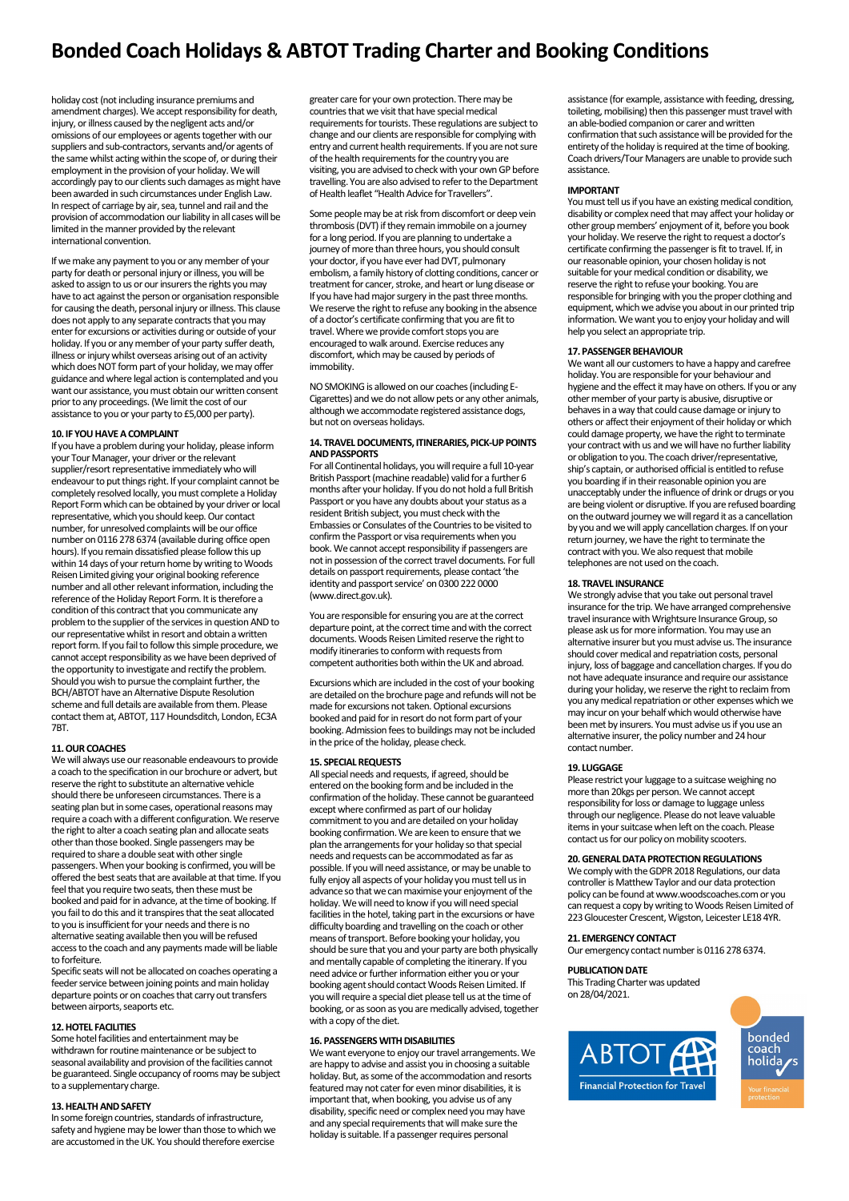# Bonded Coach Holidays & ABTOT Trading Charter and Booking Conditions

holiday cost (not including insurance premiums and amendment charges). We accept responsibility for death, injury, or illness caused by the negligent acts and/or omissions of our employees or agents together with our suppliers and sub-contractors, servants and/or agents of the same whilst acting within the scope of, or during their employment in the provision of your holiday. We will accordingly pay to our clients such damages as might have been awarded in such circumstances under English Law. In respect of carriage by air, sea, tunnel and rail and the provision of accommodation our liability in all cases will be limited in the manner provided by the relevant international convention.

If we make any payment to you or any member of your party for death or personal injury or illness, you will be asked to assign to us or our insurers the rights you may have to act against the person or organisation responsible for causing the death, personal injury or illness. This clause does not apply to any separate contracts that you may enter for excursions or activities during or outside of your holiday. If you or any member of your party suffer death, illness or injury whilst overseas arising out of an activity which does NOT form part of your holiday, we may offer guidance and where legal action is contemplated and you want our assistance, you must obtain our written consent prior to any proceedings. (We limit the cost of our assistance to you or your party to £5,000 per party).

### 10. IF YOU HAVE A COMPLAINT

If you have a problem during your holiday, please inform your Tour Manager, your driver or the relevant supplier/resort representative immediately who will endeavour to put things right. If your complaint cannot be completely resolved locally, you must complete a Holiday Report Form which can be obtained by your driver or local representative, which you should keep. Our contact number, for unresolved complaints will be our office number on 0116 278 6374 (available during office open hours). If you remain dissatisfied please follow this up within 14 days of your return home by writing to Woods Reisen Limited giving your original booking reference number and all other relevant information, including the reference of the Holiday Report Form. It is therefore a condition of this contract that you communicate any problem to the supplier of the services in question AND to our representative whilst in resort and obtain a written report form. If you fail to follow this simple procedure, we cannot accept responsibility as we have been deprived of the opportunity to investigate and rectify the problem. Should you wish to pursue the complaint further, the BCH/ABTOT have an Alternative Dispute Resolution scheme and full details are available from them. Please contact them at, ABTOT, 117 Houndsditch, London, EC3A 7BT.

### 11. OUR COACHES

We will always use our reasonable endeavours to provide a coach to the specification in our brochure or advert, but reserve the right to substitute an alternative vehicle should there be unforeseen circumstances. There is a seating plan but in some cases, operational reasons may require a coach with a different configuration. We reserve the right to alter a coach seating plan and allocate seats other than those booked. Single passengers may be required to share a double seat with other single passengers. When your booking is confirmed, you will be offered the best seats that are available at that time. If you feel that you require two seats, then these must be booked and paid for in advance, at the time of booking. If you fail to do this and it transpires that the seat allocated to you is insufficient for your needs and there is no alternative seating available then you will be refused access to the coach and any payments made will be liable to forfeiture.

Specific seats will not be allocated on coaches operating a feeder service between joining points and main holiday departure points or on coaches that carry out transfers between airports, seaports etc.

### 12. HOTEL FACILITIES

Some hotel facilities and entertainment may be withdrawn for routine maintenance or be subject to seasonal availability and provision of the facilities cannot be guaranteed. Single occupancy of rooms may be subject to a supplementary charge.

### 13. HEALTH AND SAFETY

In some foreign countries, standards of infrastructure, safety and hygiene may be lower than those to which we are accustomed in the UK. You should therefore exercise greater care for your own protection. There may be countries that we visit that have special medical requirements for tourists. These regulations are subject to change and our clients are responsible for complying with entry and current health requirements. If you are not sure of the health requirements for the country you are visiting, you are advised to check with your own GP before travelling. You are also advised to refer to the Department of Health leaflet "Health Advice for Travellers".

Some people may be at risk from discomfort or deep vein thrombosis (DVT) if they remain immobile on a journey for a long period. If you are planning to undertake a journey of more than three hours, you should consult your doctor, if you have ever had DVT, pulmonary embolism, a family history of clotting conditions, cancer or treatment for cancer, stroke, and heart or lung disease or If you have had major surgery in the past three months. We reserve the right to refuse any booking in the absence of a doctor's certificate confirming that you are fit to travel. Where we provide comfort stops you are encouraged to walk around. Exercise reduces any discomfort, which may be caused by periods of immobility.

NO SMOKING is allowed on our coaches (including E-Cigarettes) and we do not allow pets or any other animals, although we accommodate registered assistance dogs, but not on overseas holidays.

### 14. TRAVEL DOCUMENTS, ITINERARIES, PICK-UP POINTS AND PASSPORTS

For all Continental holidays, you will require a full 10-year British Passport (machine readable) valid for a further 6 months after your holiday. If you do not hold a full British Passport or you have any doubts about your status as a resident British subject, you must check with the Embassies or Consulates of the Countries to be visited to confirm the Passport or visa requirements when you book. We cannot accept responsibility if passengers are not in possession of the correct travel documents. For full details on passport requirements, please contact 'the identity and passport service' on 0300 222 0000 (www.direct.gov.uk).

You are responsible for ensuring you are at the correct departure point, at the correct time and with the correct documents. Woods Reisen Limited reserve the right to modify itineraries to conform with requests from competent authorities both within the UK and abroad.

Excursions which are included in the cost of your booking are detailed on the brochure page and refunds will not be made for excursions not taken. Optional excursions booked and paid for in resort do not form part of your booking. Admission fees to buildings may not be included in the price of the holiday, please check.

### 15. SPECIAL REQUESTS

All special needs and requests, if agreed, should be entered on the booking form and be included in the confirmation of the holiday. These cannot be guaranteed except where confirmed as part of our holiday commitment to you and are detailed on your holiday booking confirmation. We are keen to ensure that we plan the arrangements for your holiday so that special needs and requests can be accommodated as far as possible. If you will need assistance, or may be unable to fully enjoy all aspects of your holiday you must tell us in advance so that we can maximise your enjoyment of the holiday. We will need to know if you will need special facilities in the hotel, taking part in the excursions or have difficulty boarding and travelling on the coach or other means of transport. Before booking your holiday, you should be sure that you and your party are both physically and mentally capable of completing the itinerary. If you need advice or further information either you or your booking agent should contact Woods Reisen Limited. If you will require a special diet please tell us at the time of booking, or as soon as you are medically advised, together with a copy of the diet.

### 16. PASSENGERS WITH DISABILITIES

We want everyone to enjoy our travel arrangements. We are happy to advise and assist you in choosing a suitable holiday. But, as some of the accommodation and resorts featured may not cater for even minor disabilities, it is important that, when booking, you advise us of any disability, specific need or complex need you may have and any special requirements that will make sure the holiday is suitable. If a passenger requires personal assistance (for example, assistance with feeding, dressing, toileting, mobilising) then this passenger must travel with an able-bodied companion or carer and written confirmation that such assistance will be provided for the entirety of the holiday is required at the time of booking. Coach drivers/Tour Managers are unable to provide such assistance.

### IMPORTANT

You must tell us if you have an existing medical condition, disability or complex need that may affect your holiday or other group members' enjoyment of it, before you book your holiday. We reserve the right to request a doctor's certificate confirming the passenger is fit to travel. If, in our reasonable opinion, your chosen holiday is not suitable for your medical condition or disability, we reserve the right to refuse your booking. You are responsible for bringing with you the proper clothing and equipment, which we advise you about in our printed trip information. We want you to enjoy your holiday and will help you select an appropriate trip.

### 17. PASSENGER BEHAVIOUR

We want all our customers to have a happy and carefree holiday. You are responsible for your behaviour and hygiene and the effect it may have on others. If you or any other member of your party is abusive, disruptive or behaves in a way that could cause damage or injury to others or affect their enjoyment of their holiday or which could damage property, we have the right to terminate your contract with us and we will have no further liability or obligation to you. The coach driver/representative, ship's captain, or authorised official is entitled to refuse you boarding if in their reasonable opinion you are unacceptably under the influence of drink or drugs or you are being violent or disruptive. If you are refused boarding on the outward journey we will regard it as a cancellation by you and we will apply cancellation charges. If on your return journey, we have the right to terminate the contract with you. We also request that mobile telephones are not used on the coach.

### 18. TRAVEL INSURANCE

We strongly advise that you take out personal travel insurance for the trip. We have arranged comprehensive travel insurance with Wrightsure Insurance Group, so please ask us for more information. You may use an alternative insurer but you must advise us. The insurance should cover medical and repatriation costs, personal injury, loss of baggage and cancellation charges. If you do not have adequate insurance and require our assistance during your holiday, we reserve the right to reclaim from you any medical repatriation or other expenses which we may incur on your behalf which would otherwise have been met by insurers. You must advise us if you use an alternative insurer, the policy number and 24 hour contact number.

### 19. LUGGAGE

Please restrict your luggage to a suitcase weighing no more than 20kgs per person. We cannot accept responsibility for loss or damage to luggage unless through our negligence. Please do not leave valuable items in your suitcase when left on the coach. Please contact us for our policy on mobility scooters.

### 20. GENERAL DATA PROTECTION REGULATIONS

We comply with the GDPR 2018 Regulations, our data controller is Matthew Taylor and our data protection policy can be found at www.woodscoaches.com or you can request a copy by writing to Woods Reisen Limited of 223 Gloucester Crescent, Wigston, Leicester LE18 4YR.

### 21. EMERGENCY CONTACT

Our emergency contact number is 0116 278 6374.

### PUBLICATION DATE

This Trading Charter was updated on 28/04/2021.

ABTOT Financial Protection for Travel

bonded coach holidays Your financial protection